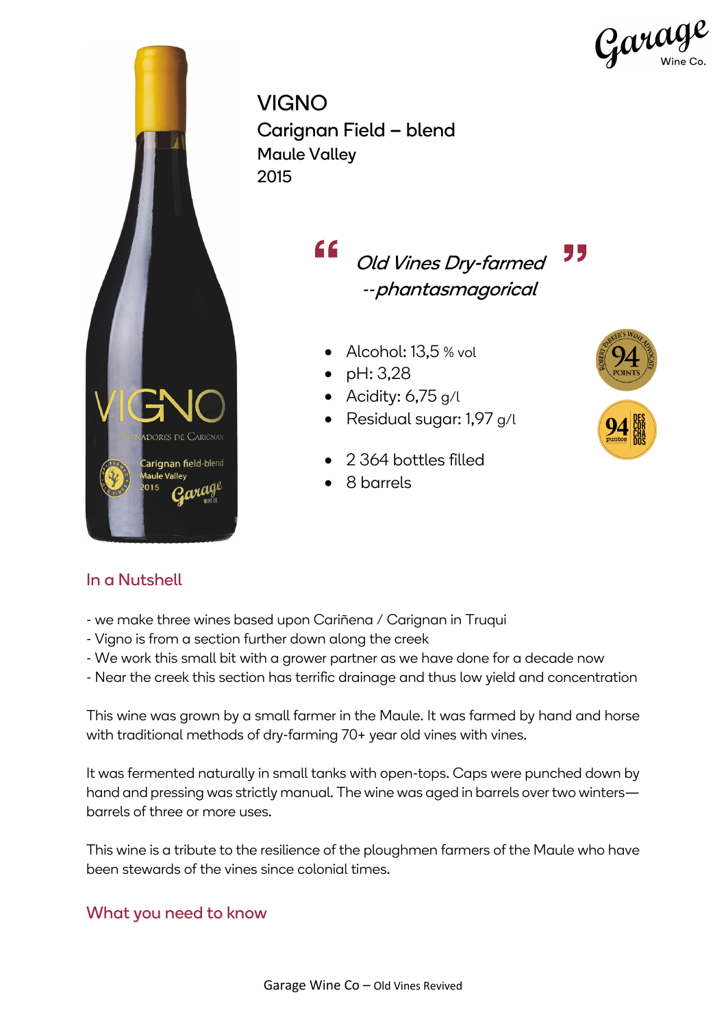# VIGNO

## Carignan Field – blend

Maule Valley

2015

> *Old Vines Dry-farmed*
> *--phantasmagorical*

- Alcohol: 13,5 % vol
- pH: 3,28
- Acidity: 6,75 g/l
- Residual sugar: 1,97 g/l

- 2 364 bottles filled
- 8 barrels

## In a Nutshell

- we make three wines based upon Cariñena / Carignan in Truqui
- Vigno is from a section further down along the creek
- We work this small bit with a grower partner as we have done for a decade now
- Near the creek this section has terrific drainage and thus low yield and concentration

This wine was grown by a small farmer in the Maule. It was farmed by hand and horse with traditional methods of dry-farming 70+ year old vines with vines.

It was fermented naturally in small tanks with open-tops. Caps were punched down by hand and pressing was strictly manual. The wine was aged in barrels over two winters—barrels of three or more uses.

This wine is a tribute to the resilience of the ploughmen farmers of the Maule who have been stewards of the vines since colonial times.

## What you need to know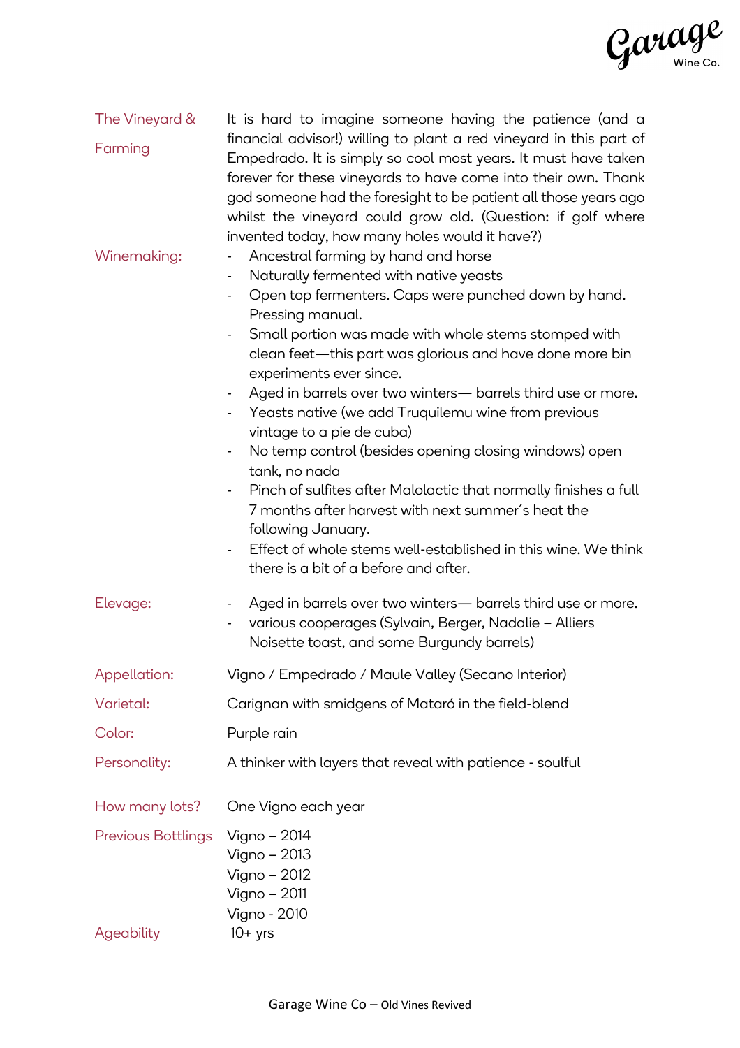| | |
|---|---|
| The Vineyard & Farming | It is hard to imagine someone having the patience (and a financial advisor!) willing to plant a red vineyard in this part of Empedrado. It is simply so cool most years. It must have taken forever for these vineyards to have come into their own. Thank god someone had the foresight to be patient all those years ago whilst the vineyard could grow old. (Question: if golf where invented today, how many holes would it have?) |
| Winemaking: | - Ancestral farming by hand and horse<br>- Naturally fermented with native yeasts<br>- Open top fermenters. Caps were punched down by hand. Pressing manual.<br>- Small portion was made with whole stems stomped with clean feet—this part was glorious and have done more bin experiments ever since.<br>- Aged in barrels over two winters— barrels third use or more.<br>- Yeasts native (we add Truquilemu wine from previous vintage to a pie de cuba)<br>- No temp control (besides opening closing windows) open tank, no nada<br>- Pinch of sulfites after Malolactic that normally finishes a full 7 months after harvest with next summer´s heat the following January.<br>- Effect of whole stems well-established in this wine. We think there is a bit of a before and after. |
| Elevage: | - Aged in barrels over two winters— barrels third use or more.<br>- various cooperages (Sylvain, Berger, Nadalie – Alliers Noisette toast, and some Burgundy barrels) |
| Appellation: | Vigno / Empedrado / Maule Valley (Secano Interior) |
| Varietal: | Carignan with smidgens of Mataró in the field-blend |
| Color: | Purple rain |
| Personality: | A thinker with layers that reveal with patience - soulful |
| How many lots? | One Vigno each year |
| Previous Bottlings | Vigno – 2014<br>Vigno – 2013<br>Vigno – 2012<br>Vigno – 2011<br>Vigno - 2010 |
| Ageability | 10+ yrs |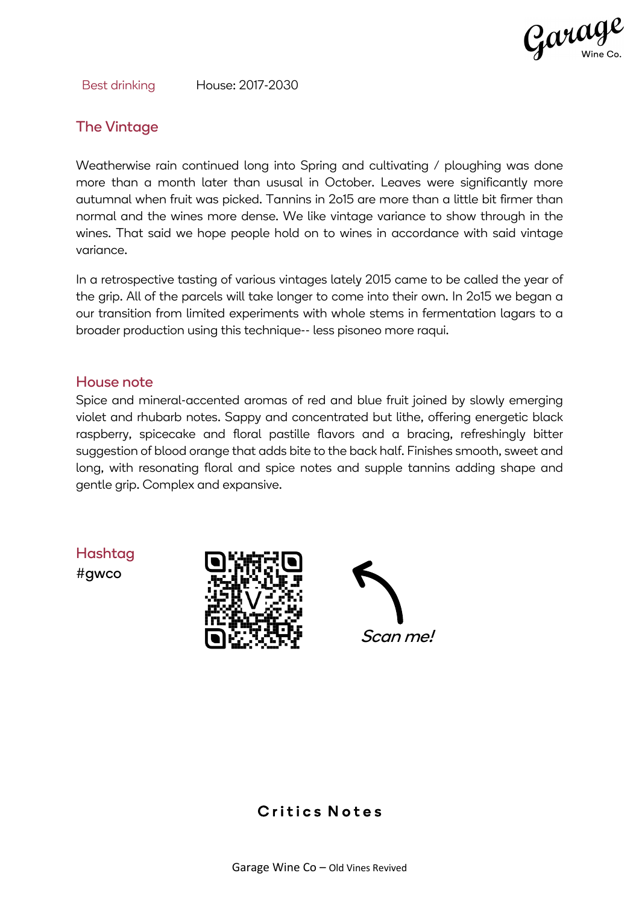Best drinking House: 2017-2030

## The Vintage

Weatherwise rain continued long into Spring and cultivating / ploughing was done more than a month later than ususal in October. Leaves were significantly more autumnal when fruit was picked. Tannins in 2o15 are more than a little bit firmer than normal and the wines more dense. We like vintage variance to show through in the wines. That said we hope people hold on to wines in accordance with said vintage variance.

In a retrospective tasting of various vintages lately 2015 came to be called the year of the grip. All of the parcels will take longer to come into their own. In 2o15 we began a our transition from limited experiments with whole stems in fermentation lagars to a broader production using this technique-- less pisoneo more raqui.

## House note

Spice and mineral-accented aromas of red and blue fruit joined by slowly emerging violet and rhubarb notes. Sappy and concentrated but lithe, offering energetic black raspberry, spicecake and floral pastille flavors and a bracing, refreshingly bitter suggestion of blood orange that adds bite to the back half. Finishes smooth, sweet and long, with resonating floral and spice notes and supple tannins adding shape and gentle grip. Complex and expansive.

## Hashtag

#gwco

*Scan me!*

## Critics Notes

Garage Wine Co – Old Vines Revived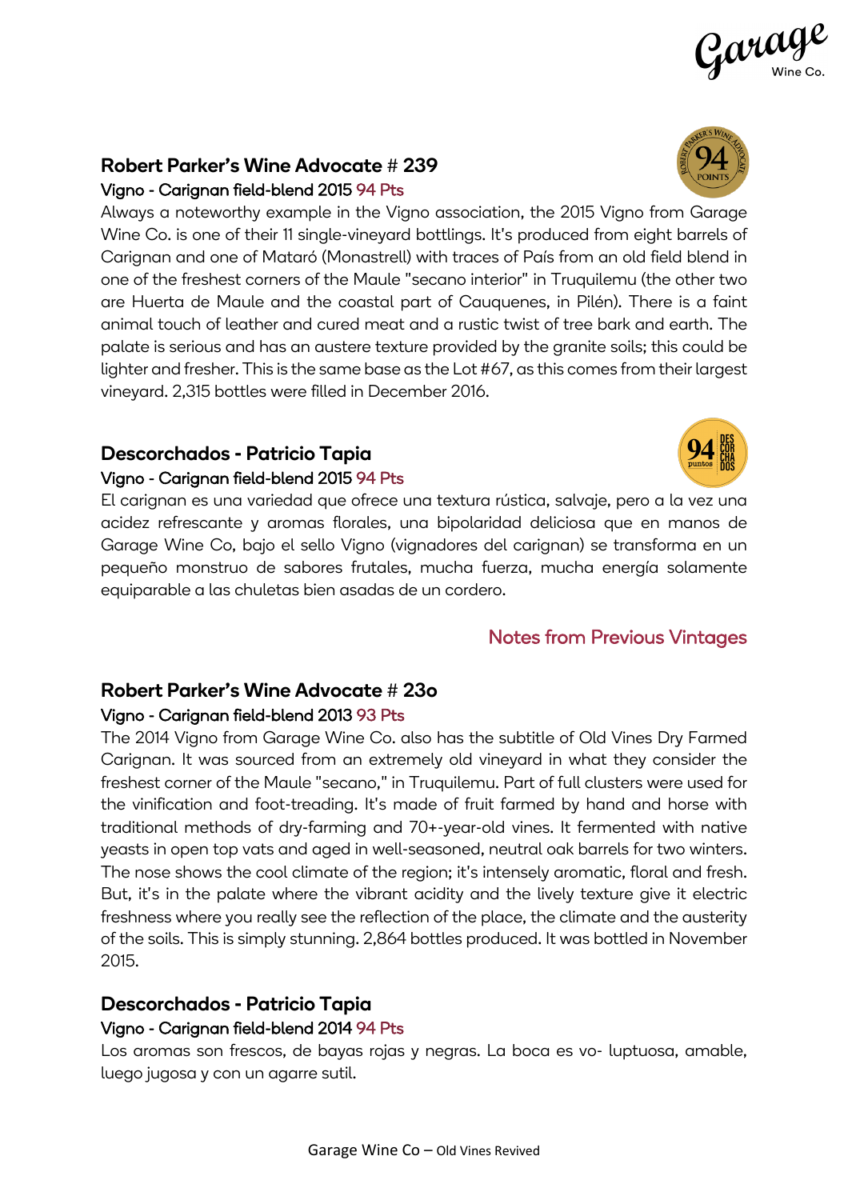## Robert Parker's Wine Advocate # 239

### Vigno - Carignan field-blend 2015 94 Pts

Always a noteworthy example in the Vigno association, the 2015 Vigno from Garage Wine Co. is one of their 11 single-vineyard bottlings. It's produced from eight barrels of Carignan and one of Mataró (Monastrell) with traces of País from an old field blend in one of the freshest corners of the Maule "secano interior" in Truquilemu (the other two are Huerta de Maule and the coastal part of Cauquenes, in Pilén). There is a faint animal touch of leather and cured meat and a rustic twist of tree bark and earth. The palate is serious and has an austere texture provided by the granite soils; this could be lighter and fresher. This is the same base as the Lot #67, as this comes from their largest vineyard. 2,315 bottles were filled in December 2016.

## Descorchados - Patricio Tapia

### Vigno - Carignan field-blend 2015 94 Pts

El carignan es una variedad que ofrece una textura rústica, salvaje, pero a la vez una acidez refrescante y aromas florales, una bipolaridad deliciosa que en manos de Garage Wine Co, bajo el sello Vigno (vignadores del carignan) se transforma en un pequeño monstruo de sabores frutales, mucha fuerza, mucha energía solamente equiparable a las chuletas bien asadas de un cordero.

## Notes from Previous Vintages

## Robert Parker's Wine Advocate # 23o

### Vigno - Carignan field-blend 2013 93 Pts

The 2014 Vigno from Garage Wine Co. also has the subtitle of Old Vines Dry Farmed Carignan. It was sourced from an extremely old vineyard in what they consider the freshest corner of the Maule "secano," in Truquilemu. Part of full clusters were used for the vinification and foot-treading. It's made of fruit farmed by hand and horse with traditional methods of dry-farming and 70+-year-old vines. It fermented with native yeasts in open top vats and aged in well-seasoned, neutral oak barrels for two winters. The nose shows the cool climate of the region; it's intensely aromatic, floral and fresh. But, it's in the palate where the vibrant acidity and the lively texture give it electric freshness where you really see the reflection of the place, the climate and the austerity of the soils. This is simply stunning. 2,864 bottles produced. It was bottled in November 2015.

## Descorchados - Patricio Tapia

### Vigno - Carignan field-blend 2014 94 Pts

Los aromas son frescos, de bayas rojas y negras. La boca es vo- luptuosa, amable, luego jugosa y con un agarre sutil.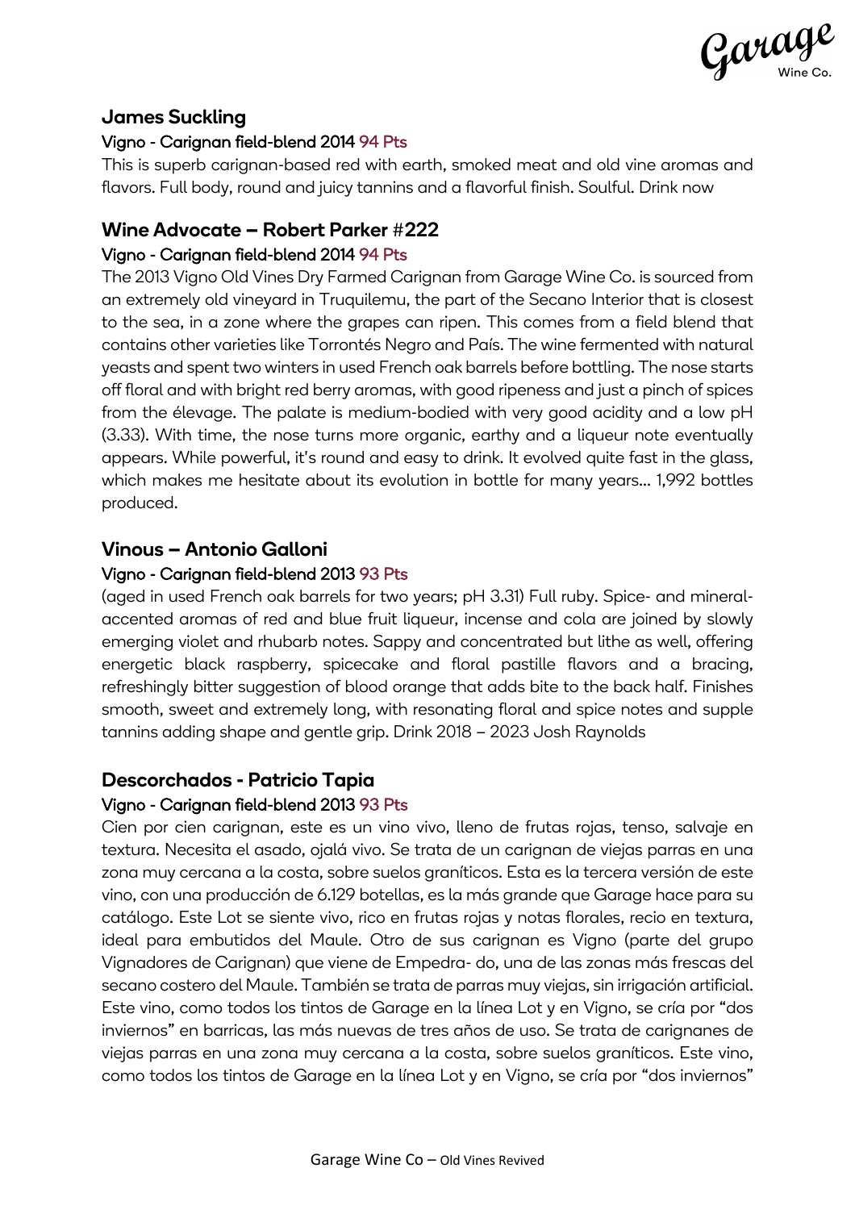## James Suckling

### Vigno - Carignan field-blend 2014 94 Pts

This is superb carignan-based red with earth, smoked meat and old vine aromas and flavors. Full body, round and juicy tannins and a flavorful finish. Soulful. Drink now

## Wine Advocate – Robert Parker #222

### Vigno - Carignan field-blend 2014 94 Pts

The 2013 Vigno Old Vines Dry Farmed Carignan from Garage Wine Co. is sourced from an extremely old vineyard in Truquilemu, the part of the Secano Interior that is closest to the sea, in a zone where the grapes can ripen. This comes from a field blend that contains other varieties like Torrontés Negro and País. The wine fermented with natural yeasts and spent two winters in used French oak barrels before bottling. The nose starts off floral and with bright red berry aromas, with good ripeness and just a pinch of spices from the élevage. The palate is medium-bodied with very good acidity and a low pH (3.33). With time, the nose turns more organic, earthy and a liqueur note eventually appears. While powerful, it's round and easy to drink. It evolved quite fast in the glass, which makes me hesitate about its evolution in bottle for many years... 1,992 bottles produced.

## Vinous – Antonio Galloni

### Vigno - Carignan field-blend 2013 93 Pts

(aged in used French oak barrels for two years; pH 3.31) Full ruby. Spice- and mineral-accented aromas of red and blue fruit liqueur, incense and cola are joined by slowly emerging violet and rhubarb notes. Sappy and concentrated but lithe as well, offering energetic black raspberry, spicecake and floral pastille flavors and a bracing, refreshingly bitter suggestion of blood orange that adds bite to the back half. Finishes smooth, sweet and extremely long, with resonating floral and spice notes and supple tannins adding shape and gentle grip. Drink 2018 – 2023 Josh Raynolds

## Descorchados - Patricio Tapia

### Vigno - Carignan field-blend 2013 93 Pts

Cien por cien carignan, este es un vino vivo, lleno de frutas rojas, tenso, salvaje en textura. Necesita el asado, ojalá vivo. Se trata de un carignan de viejas parras en una zona muy cercana a la costa, sobre suelos graníticos. Esta es la tercera versión de este vino, con una producción de 6.129 botellas, es la más grande que Garage hace para su catálogo. Este Lot se siente vivo, rico en frutas rojas y notas florales, recio en textura, ideal para embutidos del Maule. Otro de sus carignan es Vigno (parte del grupo Vignadores de Carignan) que viene de Empedra- do, una de las zonas más frescas del secano costero del Maule. También se trata de parras muy viejas, sin irrigación artificial. Este vino, como todos los tintos de Garage en la línea Lot y en Vigno, se cría por "dos inviernos" en barricas, las más nuevas de tres años de uso. Se trata de carignanes de viejas parras en una zona muy cercana a la costa, sobre suelos graníticos. Este vino, como todos los tintos de Garage en la línea Lot y en Vigno, se cría por "dos inviernos"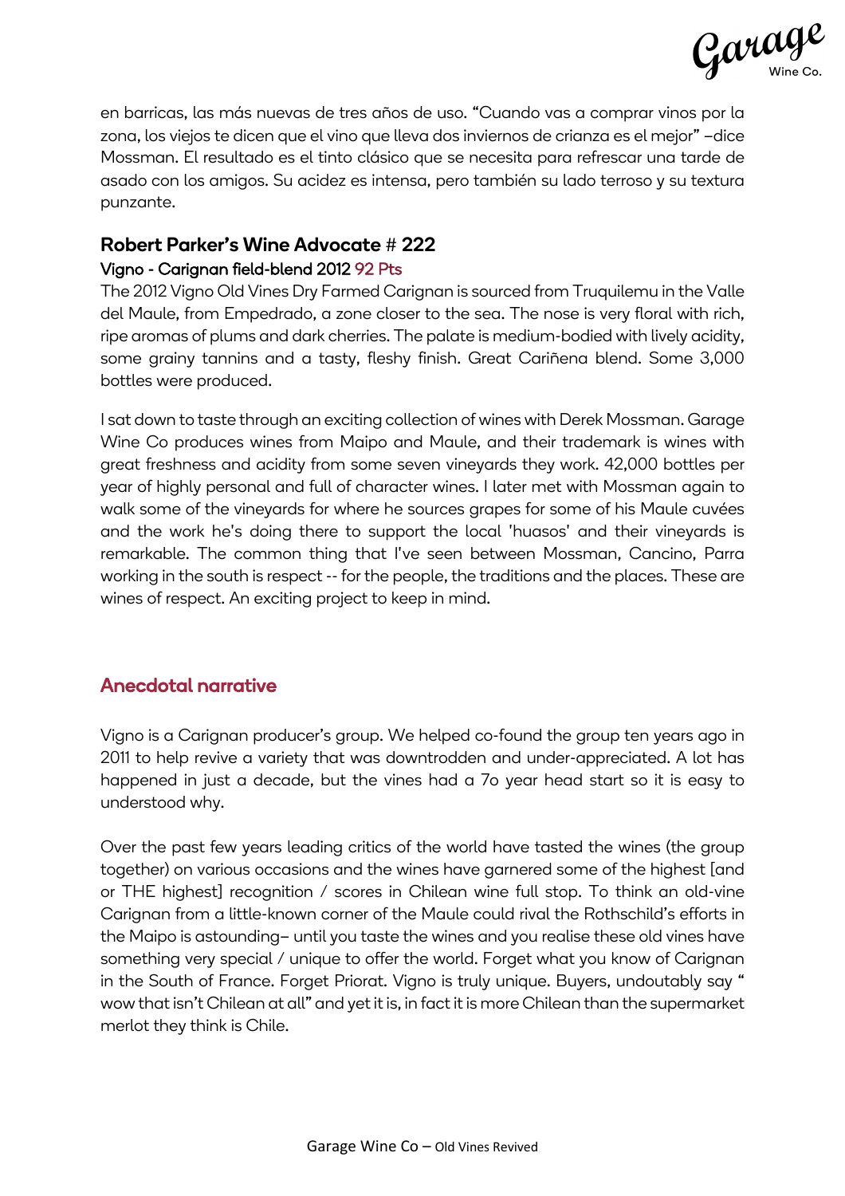en barricas, las más nuevas de tres años de uso. "Cuando vas a comprar vinos por la zona, los viejos te dicen que el vino que lleva dos inviernos de crianza es el mejor" –dice Mossman. El resultado es el tinto clásico que se necesita para refrescar una tarde de asado con los amigos. Su acidez es intensa, pero también su lado terroso y su textura punzante.

## Robert Parker's Wine Advocate # 222

### Vigno - Carignan field-blend 2012 92 Pts

The 2012 Vigno Old Vines Dry Farmed Carignan is sourced from Truquilemu in the Valle del Maule, from Empedrado, a zone closer to the sea. The nose is very floral with rich, ripe aromas of plums and dark cherries. The palate is medium-bodied with lively acidity, some grainy tannins and a tasty, fleshy finish. Great Cariñena blend. Some 3,000 bottles were produced.

I sat down to taste through an exciting collection of wines with Derek Mossman. Garage Wine Co produces wines from Maipo and Maule, and their trademark is wines with great freshness and acidity from some seven vineyards they work. 42,000 bottles per year of highly personal and full of character wines. I later met with Mossman again to walk some of the vineyards for where he sources grapes for some of his Maule cuvées and the work he's doing there to support the local 'huasos' and their vineyards is remarkable. The common thing that I've seen between Mossman, Cancino, Parra working in the south is respect -- for the people, the traditions and the places. These are wines of respect. An exciting project to keep in mind.

## Anecdotal narrative

Vigno is a Carignan producer's group. We helped co-found the group ten years ago in 2011 to help revive a variety that was downtrodden and under-appreciated. A lot has happened in just a decade, but the vines had a 7o year head start so it is easy to understood why.

Over the past few years leading critics of the world have tasted the wines (the group together) on various occasions and the wines have garnered some of the highest [and or THE highest] recognition / scores in Chilean wine full stop. To think an old-vine Carignan from a little-known corner of the Maule could rival the Rothschild's efforts in the Maipo is astounding– until you taste the wines and you realise these old vines have something very special / unique to offer the world. Forget what you know of Carignan in the South of France. Forget Priorat. Vigno is truly unique. Buyers, undoutably say " wow that isn't Chilean at all" and yet it is, in fact it is more Chilean than the supermarket merlot they think is Chile.